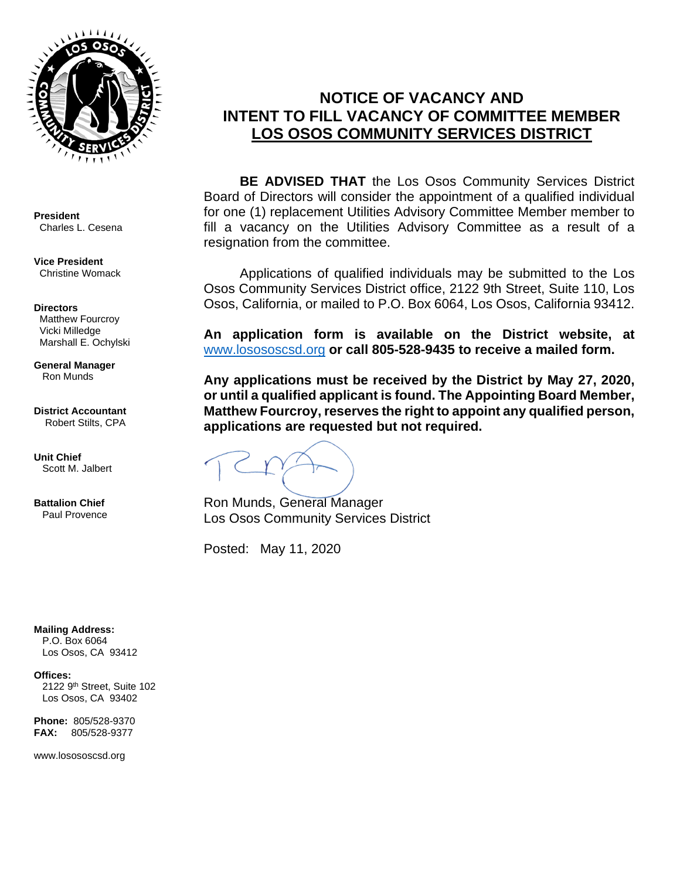# NOTICE OF VACANCY AND INTENT TO FILL VACANCY OF COMMITTEE MEMBER LOS OSOS COMMUNITY SERVICES DISTRICT

**President**
Charles L. Cesena

**Vice President**
Christine Womack

**Directors**
Matthew Fourcroy
Vicki Milledge
Marshall E. Ochylski

**General Manager**
Ron Munds

**District Accountant**
Robert Stilts, CPA

**Unit Chief**
Scott M. Jalbert

**Battalion Chief**
Paul Provence

**Mailing Address:**
P.O. Box 6064
Los Osos, CA 93412

**Offices:**
2122 9th Street, Suite 102
Los Osos, CA 93402

**Phone:** 805/528-9370
**FAX:** 805/528-9377

www.losososcsd.org

**BE ADVISED THAT** the Los Osos Community Services District Board of Directors will consider the appointment of a qualified individual for one (1) replacement Utilities Advisory Committee Member member to fill a vacancy on the Utilities Advisory Committee as a result of a resignation from the committee.

Applications of qualified individuals may be submitted to the Los Osos Community Services District office, 2122 9th Street, Suite 110, Los Osos, California, or mailed to P.O. Box 6064, Los Osos, California 93412.

**An application form is available on the District website, at** www.losososcsd.org **or call 805-528-9435 to receive a mailed form.**

**Any applications must be received by the District by May 27, 2020, or until a qualified applicant is found. The Appointing Board Member, Matthew Fourcroy, reserves the right to appoint any qualified person, applications are requested but not required.**

Ron Munds, General Manager
Los Osos Community Services District

Posted: May 11, 2020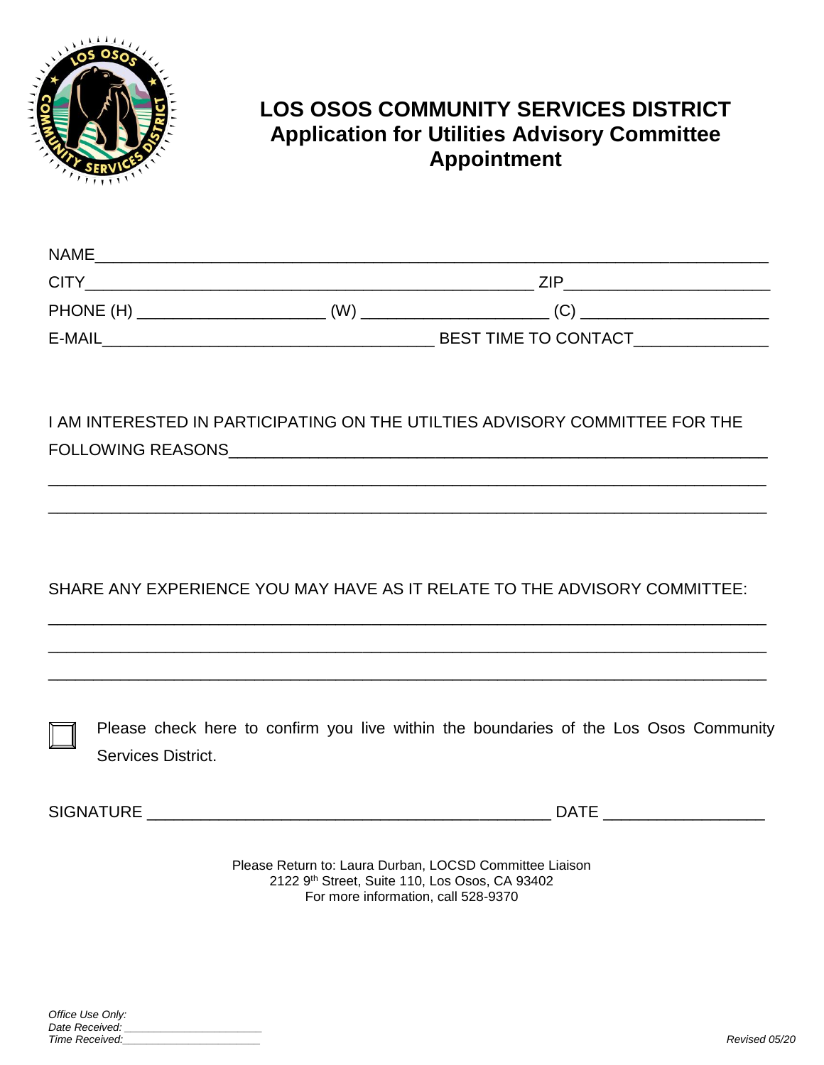# LOS OSOS COMMUNITY SERVICES DISTRICT
## Application for Utilities Advisory Committee Appointment

NAME_______________________________________________________________________

CITY_____________________________________________ ZIP_____________________

PHONE (H) ____________________ (W) ____________________ (C) ____________________

E-MAIL_________________________________ BEST TIME TO CONTACT______________

I AM INTERESTED IN PARTICIPATING ON THE UTILTIES ADVISORY COMMITTEE FOR THE FOLLOWING REASONS_________________________________________________

___________________________________________________________________________

___________________________________________________________________________

SHARE ANY EXPERIENCE YOU MAY HAVE AS IT RELATE TO THE ADVISORY COMMITTEE:

___________________________________________________________________________

___________________________________________________________________________

___________________________________________________________________________

☐ Please check here to confirm you live within the boundaries of the Los Osos Community Services District.

SIGNATURE ____________________________________________ DATE _________________

Please Return to: Laura Durban, LOCSD Committee Liaison
2122 9th Street, Suite 110, Los Osos, CA 93402
For more information, call 528-9370

*Office Use Only:*
*Date Received: ______________________*
*Time Received:______________________*

*Revised 05/20*